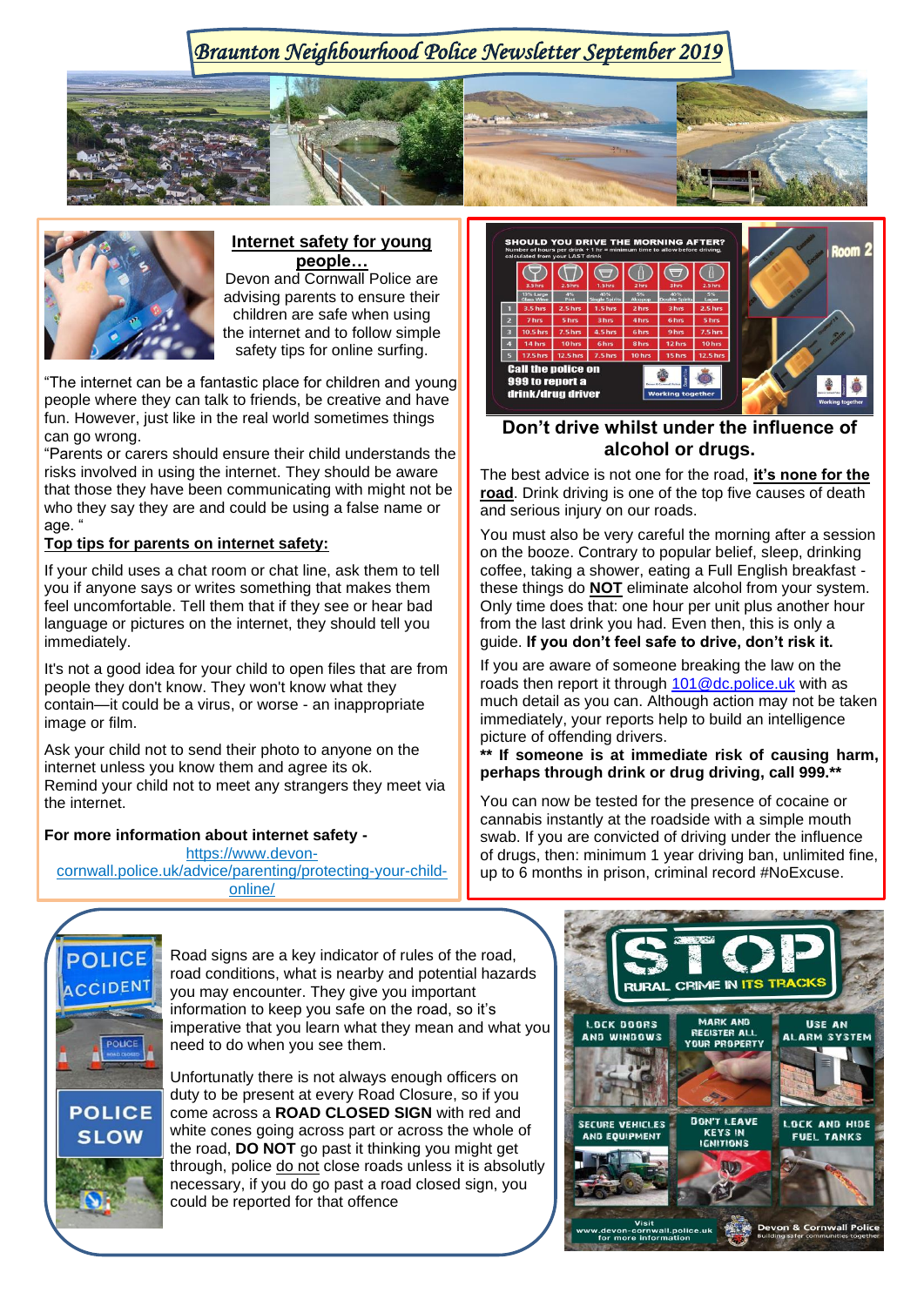# Braunton Neighbourhood Police Newsletter September 2019

## Internet safety for young people…

Devon and Cornwall Police are advising parents to ensure their children are safe when using the internet and to follow simple safety tips for online surfing.

"The internet can be a fantastic place for children and young people where they can talk to friends, be creative and have fun. However, just like in the real world sometimes things can go wrong.

"Parents or carers should ensure their child understands the risks involved in using the internet. They should be aware that those they have been communicating with might not be who they say they are and could be using a false name or age. "

**Top tips for parents on internet safety:**

If your child uses a chat room or chat line, ask them to tell you if anyone says or writes something that makes them feel uncomfortable. Tell them that if they see or hear bad language or pictures on the internet, they should tell you immediately.

It's not a good idea for your child to open files that are from people they don't know. They won't know what they contain—it could be a virus, or worse - an inappropriate image or film.

Ask your child not to send their photo to anyone on the internet unless you know them and agree its ok.
Remind your child not to meet any strangers they meet via the internet.

**For more information about internet safety -**
https://www.devon-cornwall.police.uk/advice/parenting/protecting-your-child-online/

## Don't drive whilst under the influence of alcohol or drugs.

The best advice is not one for the road, **it's none for the road**. Drink driving is one of the top five causes of death and serious injury on our roads.

You must also be very careful the morning after a session on the booze. Contrary to popular belief, sleep, drinking coffee, taking a shower, eating a Full English breakfast - these things do **NOT** eliminate alcohol from your system. Only time does that: one hour per unit plus another hour from the last drink you had. Even then, this is only a guide. **If you don't feel safe to drive, don't risk it.**

If you are aware of someone breaking the law on the roads then report it through 101@dc.police.uk with as much detail as you can. Although action may not be taken immediately, your reports help to build an intelligence picture of offending drivers.

**\*\* If someone is at immediate risk of causing harm, perhaps through drink or drug driving, call 999.\*\***

You can now be tested for the presence of cocaine or cannabis instantly at the roadside with a simple mouth swab. If you are convicted of driving under the influence of drugs, then: minimum 1 year driving ban, unlimited fine, up to 6 months in prison, criminal record #NoExcuse.

## Road signs

Road signs are a key indicator of rules of the road, road conditions, what is nearby and potential hazards you may encounter. They give you important information to keep you safe on the road, so it's imperative that you learn what they mean and what you need to do when you see them.

Unfortunatly there is not always enough officers on duty to be present at every Road Closure, so if you come across a **ROAD CLOSED SIGN** with red and white cones going across part or across the whole of the road, **DO NOT** go past it thinking you might get through, police do not close roads unless it is absolutly necessary, if you do go past a road closed sign, you could be reported for that offence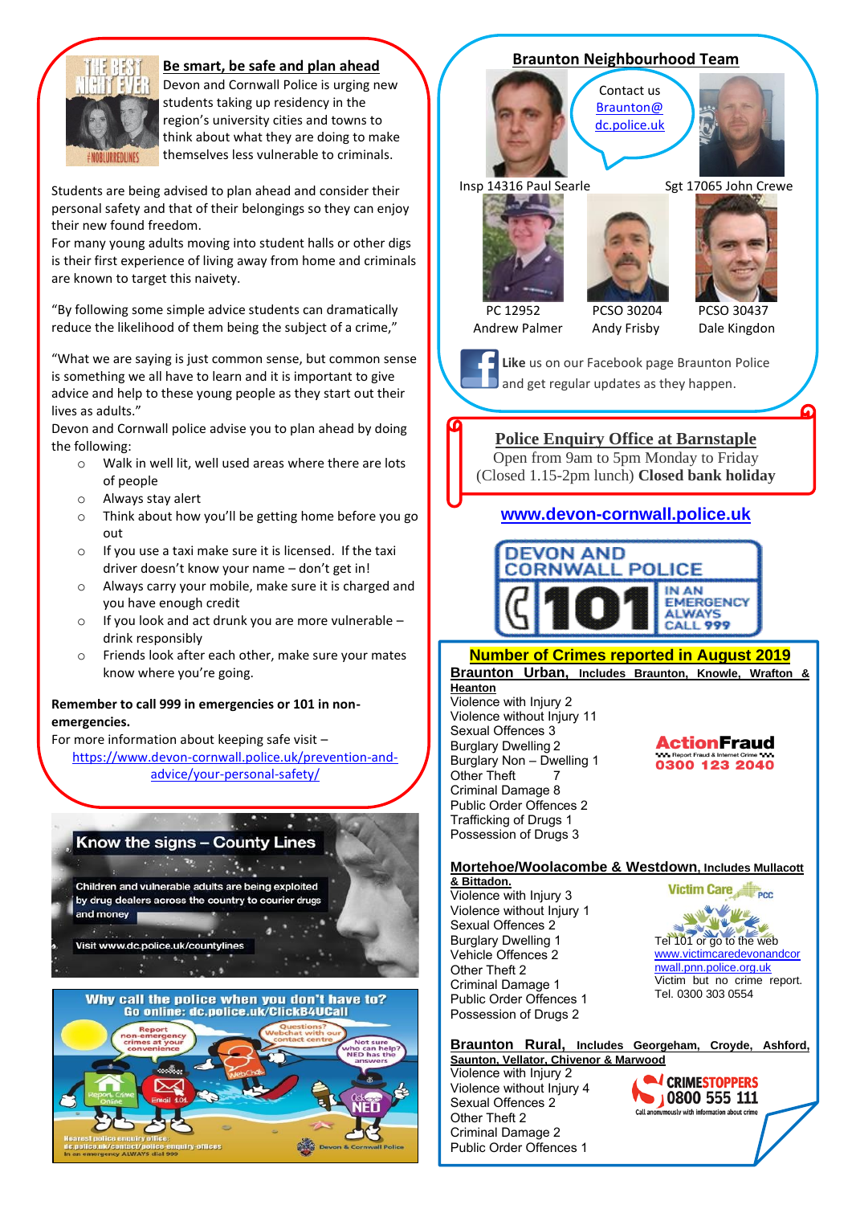## Be smart, be safe and plan ahead

Devon and Cornwall Police is urging new students taking up residency in the region's university cities and towns to think about what they are doing to make themselves less vulnerable to criminals.

Students are being advised to plan ahead and consider their personal safety and that of their belongings so they can enjoy their new found freedom.

For many young adults moving into student halls or other digs is their first experience of living away from home and criminals are known to target this naivety.

"By following some simple advice students can dramatically reduce the likelihood of them being the subject of a crime,"

"What we are saying is just common sense, but common sense is something we all have to learn and it is important to give advice and help to these young people as they start out their lives as adults."

Devon and Cornwall police advise you to plan ahead by doing the following:

- Walk in well lit, well used areas where there are lots of people
- Always stay alert
- Think about how you'll be getting home before you go out
- If you use a taxi make sure it is licensed. If the taxi driver doesn't know your name – don't get in!
- Always carry your mobile, make sure it is charged and you have enough credit
- If you look and act drunk you are more vulnerable – drink responsibly
- Friends look after each other, make sure your mates know where you're going.

**Remember to call 999 in emergencies or 101 in non-emergencies.**

For more information about keeping safe visit – https://www.devon-cornwall.police.uk/prevention-and-advice/your-personal-safety/

Know the signs – County Lines

Children and vulnerable adults are being exploited by drug dealers across the country to courier drugs and money

Visit www.dc.police.uk/countylines

Why call the police when you don't have to? Go online: dc.police.uk/ClickB4UCall

## Braunton Neighbourhood Team

Contact us Braunton@dc.police.uk

Insp 14316 Paul Searle

Sgt 17065 John Crewe

PC 12952 Andrew Palmer

PCSO 30204 Andy Frisby

PCSO 30437 Dale Kingdon

**Like** us on our Facebook page Braunton Police and get regular updates as they happen.

## Police Enquiry Office at Barnstaple

Open from 9am to 5pm Monday to Friday
(Closed 1.15-2pm lunch) **Closed bank holiday**

**www.devon-cornwall.police.uk**

DEVON AND CORNWALL POLICE 101 IN AN EMERGENCY ALWAYS CALL 999

## Number of Crimes reported in August 2019

**Braunton Urban, Includes Braunton, Knowle, Wrafton & Heanton**

Violence with Injury 2
Violence without Injury 11
Sexual Offences 3
Burglary Dwelling 2
Burglary Non – Dwelling 1
Other Theft 7
Criminal Damage 8
Public Order Offences 2
Trafficking of Drugs 1
Possession of Drugs 3

ActionFraud – Report Fraud & Internet Crime – 0300 123 2040

**Mortehoe/Woolacombe & Westdown, Includes Mullacott & Bittadon.**

Violence with Injury 3
Violence without Injury 1
Sexual Offences 2
Burglary Dwelling 1
Vehicle Offences 2
Other Theft 2
Criminal Damage 1
Public Order Offences 1
Possession of Drugs 2

Victim Care – Tel 101 or go to the web www.victimcaredevonandcornwall.pnn.police.org.uk
Victim but no crime report. Tel. 0300 303 0554

**Braunton Rural, Includes Georgeham, Croyde, Ashford, Saunton, Vellator, Chivenor & Marwood**

Violence with Injury 2
Violence without Injury 4
Sexual Offences 2
Other Theft 2
Criminal Damage 2
Public Order Offences 1

CRIMESTOPPERS 0800 555 111 – Call anonymously with information about crime